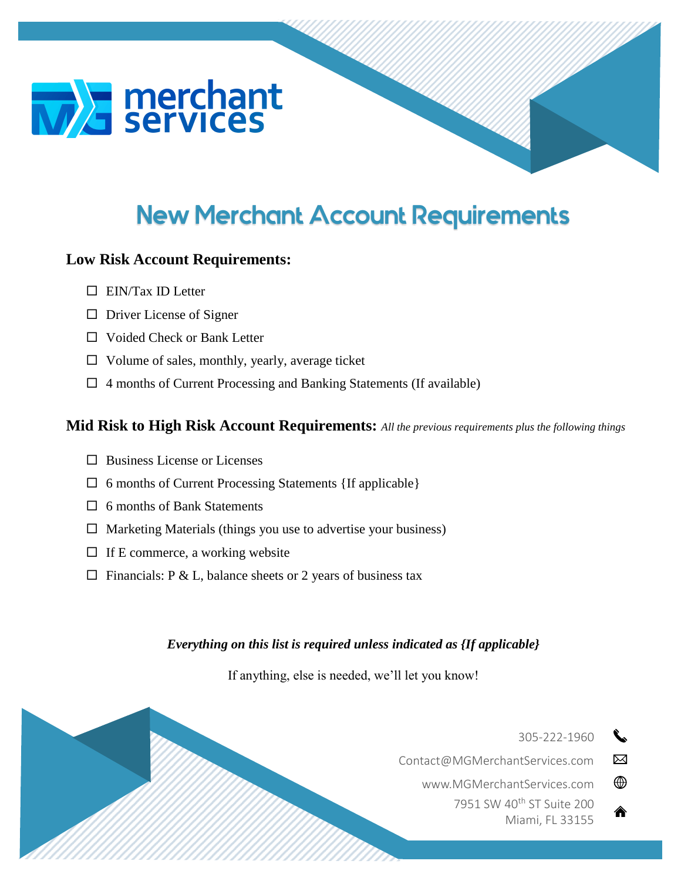merchant services

# New Merchant Account Requirements

## Low Risk Account Requirements:

- ☐ EIN/Tax ID Letter
- ☐ Driver License of Signer
- ☐ Voided Check or Bank Letter
- ☐ Volume of sales, monthly, yearly, average ticket
- ☐ 4 months of Current Processing and Banking Statements (If available)

## Mid Risk to High Risk Account Requirements: *All the previous requirements plus the following things*

- ☐ Business License or Licenses
- ☐ 6 months of Current Processing Statements {If applicable}
- ☐ 6 months of Bank Statements
- ☐ Marketing Materials (things you use to advertise your business)
- ☐ If E commerce, a working website
- ☐ Financials: P & L, balance sheets or 2 years of business tax

***Everything on this list is required unless indicated as {If applicable}***

If anything, else is needed, we'll let you know!

305-222-1960

Contact@MGMerchantServices.com

www.MGMerchantServices.com

7951 SW 40th ST Suite 200
Miami, FL 33155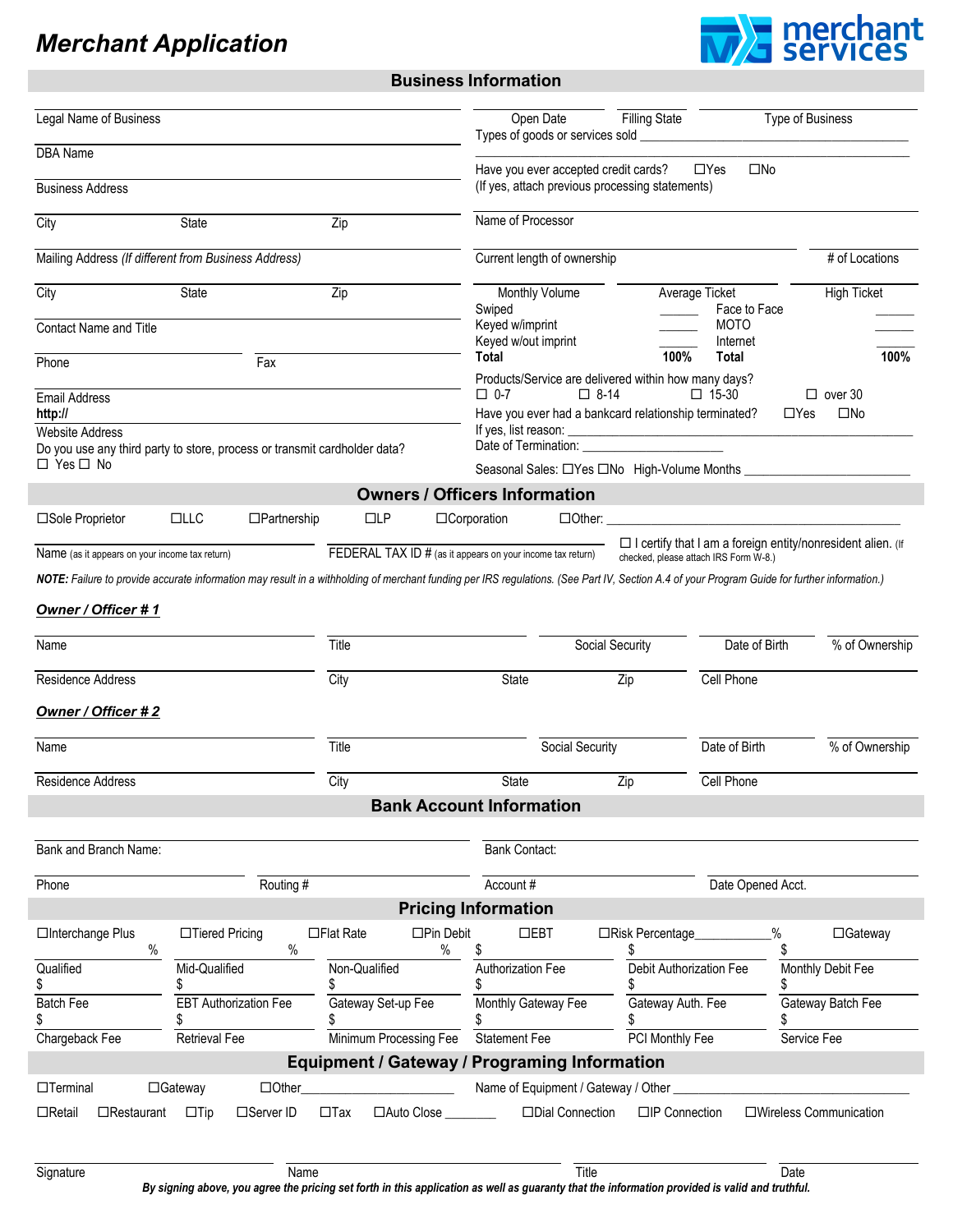# Merchant Application

merchant services

## Business Information

Legal Name of Business

DBA Name

Business Address

City State Zip

Mailing Address *(If different from Business Address)*

City State Zip

Contact Name and Title

Phone Fax

Email Address

**http://**

Website Address

Do you use any third party to store, process or transmit cardholder data?
☐ Yes ☐ No

Open Date Filling State Type of Business

Types of goods or services sold ______________________________________________

Have you ever accepted credit cards? ☐Yes ☐No
(If yes, attach previous processing statements)

Name of Processor

Current length of ownership # of Locations

| Monthly Volume | Average Ticket | | High Ticket |
|---|---|---|---|
| Swiped | ______ | Face to Face | ______ |
| Keyed w/imprint | ______ | MOTO | ______ |
| Keyed w/out imprint | ______ | Internet | ______ |
| **Total** | **100%** | **Total** | **100%** |

Products/Service are delivered within how many days?
☐ 0-7 ☐ 8-14 ☐ 15-30 ☐ over 30

Have you ever had a bankcard relationship terminated? ☐Yes ☐No

If yes, list reason: ______________________________________________

Date of Termination: ____________________

Seasonal Sales: ☐Yes ☐No High-Volume Months ________________________

## Owners / Officers Information

☐Sole Proprietor ☐LLC ☐Partnership ☐LP ☐Corporation ☐Other: ____________________________________________

Name (as it appears on your income tax return) FEDERAL TAX ID # (as it appears on your income tax return) ☐ I certify that I am a foreign entity/nonresident alien. (If checked, please attach IRS Form W-8.)

***NOTE:** Failure to provide accurate information may result in a withholding of merchant funding per IRS regulations. (See Part IV, Section A.4 of your Program Guide for further information.)*

***Owner / Officer # 1***

Name Title Social Security Date of Birth % of Ownership

Residence Address City State Zip Cell Phone

***Owner / Officer # 2***

Name Title Social Security Date of Birth % of Ownership

Residence Address City State Zip Cell Phone

## Bank Account Information

Bank and Branch Name: Bank Contact:

Phone Routing # Account # Date Opened Acct.

## Pricing Information

☐Interchange Plus % ☐Tiered Pricing % ☐Flat Rate % ☐Pin Debit $ ☐EBT $ ☐Risk Percentage___________% $ ☐Gateway

| | | | | | |
|---|---|---|---|---|---|
| Qualified<br>$ | Mid-Qualified<br>$ | Non-Qualified<br>$ | Authorization Fee<br>$ | Debit Authorization Fee<br>$ | Monthly Debit Fee<br>$ |
| Batch Fee<br>$ | EBT Authorization Fee<br>$ | Gateway Set-up Fee<br>$ | Monthly Gateway Fee<br>$ | Gateway Auth. Fee<br>$ | Gateway Batch Fee<br>$ |
| Chargeback Fee | Retrieval Fee | Minimum Processing Fee | Statement Fee | PCI Monthly Fee | Service Fee |

## Equipment / Gateway / Programing Information

☐Terminal ☐Gateway ☐Other____________________ Name of Equipment / Gateway / Other ______________________________

☐Retail ☐Restaurant ☐Tip ☐Server ID ☐Tax ☐Auto Close ________ ☐Dial Connection ☐IP Connection ☐Wireless Communication

Signature Name Title Date

***By signing above, you agree the pricing set forth in this application as well as guaranty that the information provided is valid and truthful.***